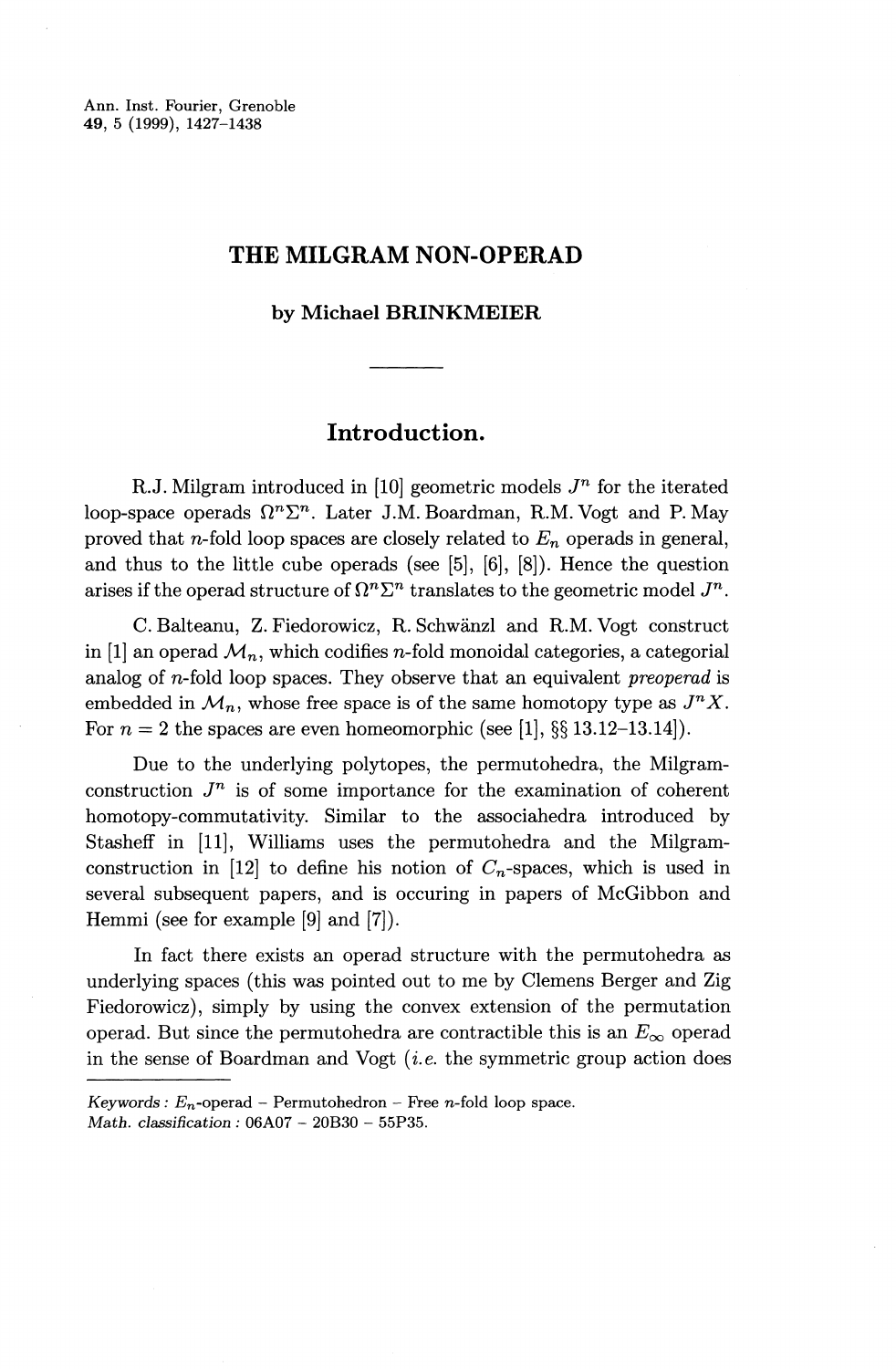# THE MILGRAM NON-OPERAD

by Michael BRINKMEIER

## Introduction.

R.J. Milgram introduced in [10] geometric models $J^n$ for the iterated loop-space operads $\Omega^n\Sigma^n$. Later J.M. Boardman, R.M. Vogt and P. May proved that $n$-fold loop spaces are closely related to $E_n$ operads in general, and thus to the little cube operads (see [5], [6], [8]). Hence the question arises if the operad structure of $\Omega^n\Sigma^n$ translates to the geometric model $J^n$.

C. Balteanu, Z. Fiedorowicz, R. Schwänzl and R.M. Vogt construct in [1] an operad $\mathcal{M}_n$, which codifies $n$-fold monoidal categories, a categorial analog of $n$-fold loop spaces. They observe that an equivalent *preoperad* is embedded in $\mathcal{M}_n$, whose free space is of the same homotopy type as $J^nX$. For $n = 2$ the spaces are even homeomorphic (see [1], §§ 13.12–13.14]).

Due to the underlying polytopes, the permutohedra, the Milgram-construction $J^n$ is of some importance for the examination of coherent homotopy-commutativity. Similar to the associahedra introduced by Stasheff in [11], Williams uses the permutohedra and the Milgram-construction in [12] to define his notion of $C_n$-spaces, which is used in several subsequent papers, and is occuring in papers of McGibbon and Hemmi (see for example [9] and [7]).

In fact there exists an operad structure with the permutohedra as underlying spaces (this was pointed out to me by Clemens Berger and Zig Fiedorowicz), simply by using the convex extension of the permutation operad. But since the permutohedra are contractible this is an $E_\infty$ operad in the sense of Boardman and Vogt (*i.e.* the symmetric group action does

---

*Keywords* : $E_n$-operad – Permutohedron – Free $n$-fold loop space.
*Math. classification* : 06A07 – 20B30 – 55P35.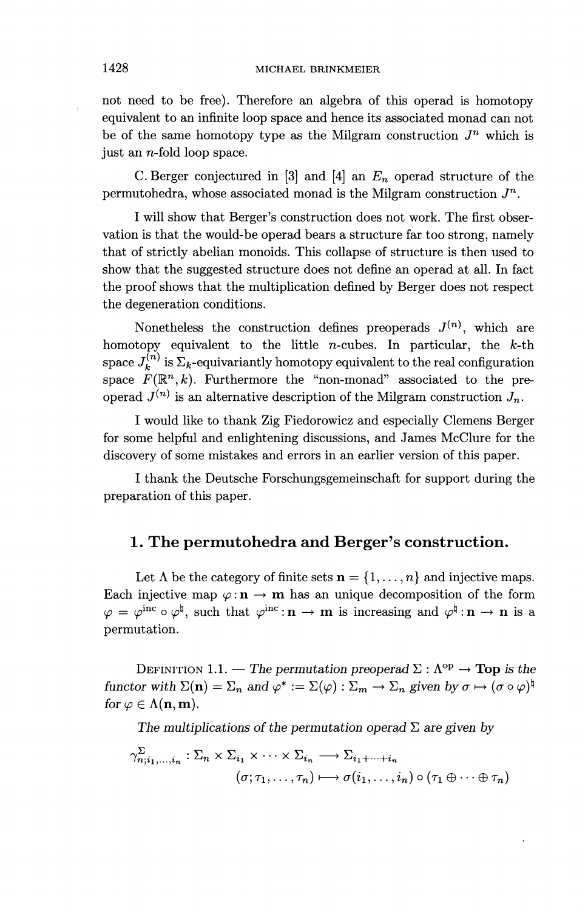not need to be free). Therefore an algebra of this operad is homotopy equivalent to an infinite loop space and hence its associated monad can not be of the same homotopy type as the Milgram construction $J^n$ which is just an $n$-fold loop space.

C. Berger conjectured in [3] and [4] an $E_n$ operad structure of the permutohedra, whose associated monad is the Milgram construction $J^n$.

I will show that Berger's construction does not work. The first observation is that the would-be operad bears a structure far too strong, namely that of strictly abelian monoids. This collapse of structure is then used to show that the suggested structure does not define an operad at all. In fact the proof shows that the multiplication defined by Berger does not respect the degeneration conditions.

Nonetheless the construction defines preoperads $J^{(n)}$, which are homotopy equivalent to the little $n$-cubes. In particular, the $k$-th space $J_k^{(n)}$ is $\Sigma_k$-equivariantly homotopy equivalent to the real configuration space $F(\mathbb{R}^n, k)$. Furthermore the "non-monad" associated to the preoperad $J^{(n)}$ is an alternative description of the Milgram construction $J_n$.

I would like to thank Zig Fiedorowicz and especially Clemens Berger for some helpful and enlightening discussions, and James McClure for the discovery of some mistakes and errors in an earlier version of this paper.

I thank the Deutsche Forschungsgemeinschaft for support during the preparation of this paper.

## 1. The permutohedra and Berger's construction.

Let $\Lambda$ be the category of finite sets $\mathbf{n} = \{1, \ldots, n\}$ and injective maps. Each injective map $\varphi : \mathbf{n} \to \mathbf{m}$ has an unique decomposition of the form $\varphi = \varphi^{\text{inc}} \circ \varphi^{\natural}$, such that $\varphi^{\text{inc}} : \mathbf{n} \to \mathbf{m}$ is increasing and $\varphi^{\natural} : \mathbf{n} \to \mathbf{n}$ is a permutation.

Definition 1.1. — *The permutation preoperad $\Sigma : \Lambda^{\text{op}} \to \mathbf{Top}$ is the functor with $\Sigma(\mathbf{n}) = \Sigma_n$ and $\varphi^* := \Sigma(\varphi) : \Sigma_m \to \Sigma_n$ given by $\sigma \mapsto (\sigma \circ \varphi)^{\natural}$ for $\varphi \in \Lambda(\mathbf{n}, \mathbf{m})$.*

*The multiplications of the permutation operad $\Sigma$ are given by*

$$\begin{aligned}
\gamma^{\Sigma}_{n;i_1,\ldots,i_n} : \Sigma_n \times \Sigma_{i_1} \times \cdots \times \Sigma_{i_n} &\longrightarrow \Sigma_{i_1+\cdots+i_n} \\
(\sigma; \tau_1, \ldots, \tau_n) &\longmapsto \sigma(i_1, \ldots, i_n) \circ (\tau_1 \oplus \cdots \oplus \tau_n)
\end{aligned}$$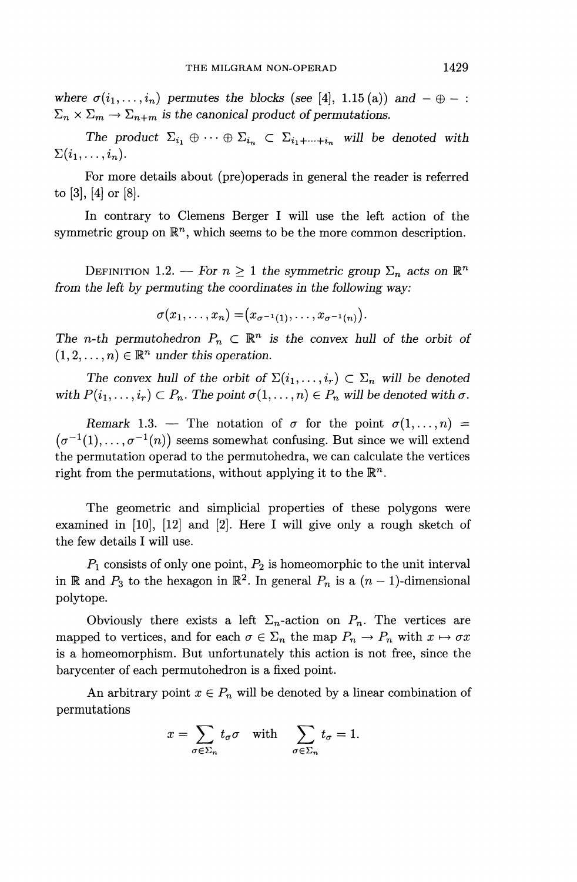*where $\sigma(i_1, \ldots, i_n)$ permutes the blocks (see [4], 1.15 (a)) and $- \oplus - : \Sigma_n \times \Sigma_m \to \Sigma_{n+m}$ is the canonical product of permutations.*

*The product $\Sigma_{i_1} \oplus \cdots \oplus \Sigma_{i_n} \subset \Sigma_{i_1+\cdots+i_n}$ will be denoted with $\Sigma(i_1, \ldots, i_n)$.*

For more details about (pre)operads in general the reader is referred to [3], [4] or [8].

In contrary to Clemens Berger I will use the left action of the symmetric group on $\mathbb{R}^n$, which seems to be the more common description.

DEFINITION 1.2. — *For $n \geq 1$ the symmetric group $\Sigma_n$ acts on $\mathbb{R}^n$ from the left by permuting the coordinates in the following way:*

$$\sigma(x_1, \ldots, x_n) = \big(x_{\sigma^{-1}(1)}, \ldots, x_{\sigma^{-1}(n)}\big).$$

*The $n$-th permutohedron $P_n \subset \mathbb{R}^n$ is the convex hull of the orbit of $(1, 2, \ldots, n) \in \mathbb{R}^n$ under this operation.*

*The convex hull of the orbit of $\Sigma(i_1, \ldots, i_r) \subset \Sigma_n$ will be denoted with $P(i_1, \ldots, i_r) \subset P_n$. The point $\sigma(1, \ldots, n) \in P_n$ will be denoted with $\sigma$.*

*Remark* 1.3. — The notation of $\sigma$ for the point $\sigma(1, \ldots, n) = \big(\sigma^{-1}(1), \ldots, \sigma^{-1}(n)\big)$ seems somewhat confusing. But since we will extend the permutation operad to the permutohedra, we can calculate the vertices right from the permutations, without applying it to the $\mathbb{R}^n$.

The geometric and simplicial properties of these polygons were examined in [10], [12] and [2]. Here I will give only a rough sketch of the few details I will use.

$P_1$ consists of only one point, $P_2$ is homeomorphic to the unit interval in $\mathbb{R}$ and $P_3$ to the hexagon in $\mathbb{R}^2$. In general $P_n$ is a $(n-1)$-dimensional polytope.

Obviously there exists a left $\Sigma_n$-action on $P_n$. The vertices are mapped to vertices, and for each $\sigma \in \Sigma_n$ the map $P_n \to P_n$ with $x \mapsto \sigma x$ is a homeomorphism. But unfortunately this action is not free, since the barycenter of each permutohedron is a fixed point.

An arbitrary point $x \in P_n$ will be denoted by a linear combination of permutations

$$x = \sum_{\sigma \in \Sigma_n} t_\sigma \sigma \quad \text{with} \quad \sum_{\sigma \in \Sigma_n} t_\sigma = 1.$$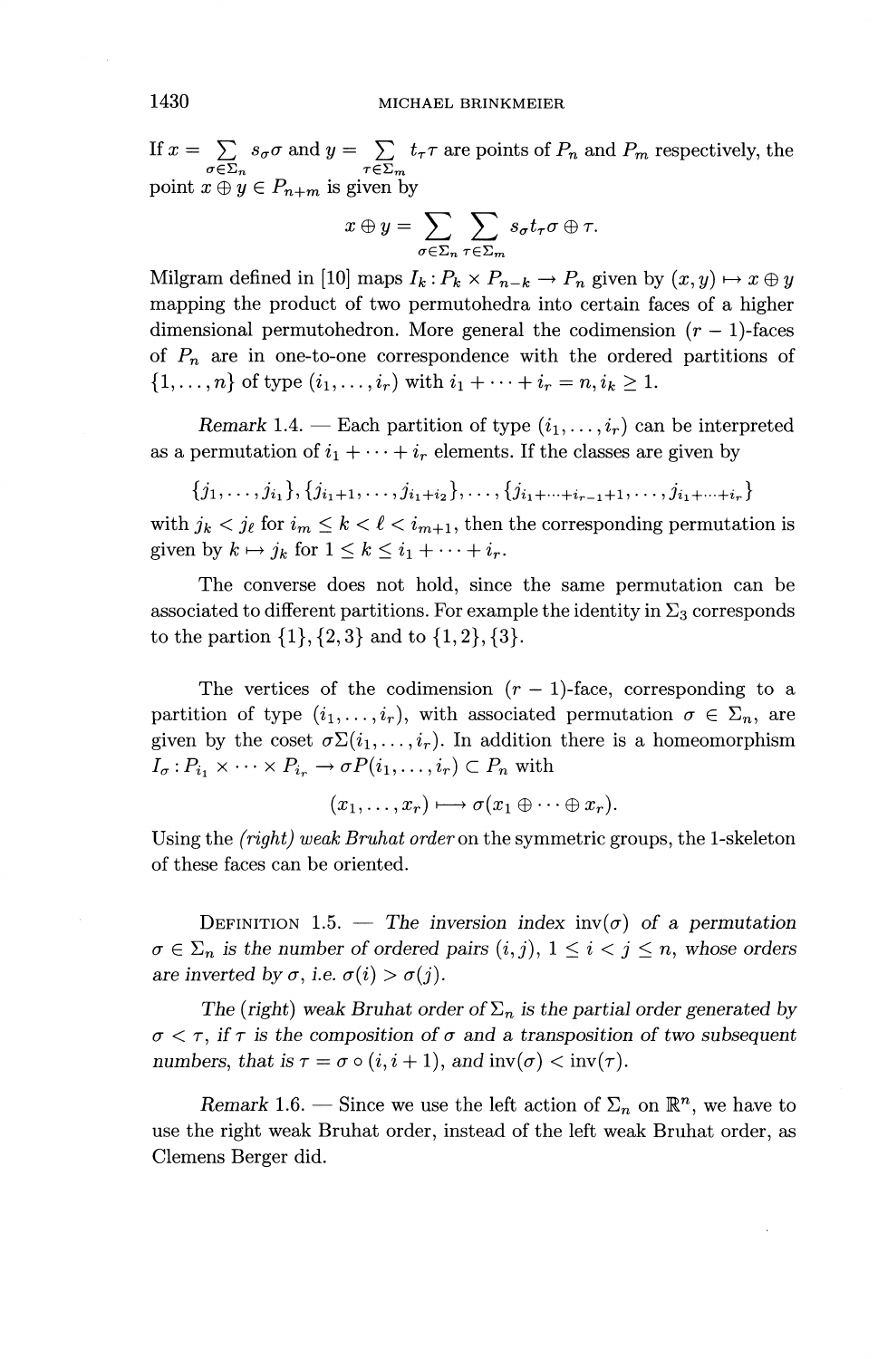If $x = \sum_{\sigma \in \Sigma_n} s_\sigma \sigma$ and $y = \sum_{\tau \in \Sigma_m} t_\tau \tau$ are points of $P_n$ and $P_m$ respectively, the point $x \oplus y \in P_{n+m}$ is given by

$$x \oplus y = \sum_{\sigma \in \Sigma_n} \sum_{\tau \in \Sigma_m} s_\sigma t_\tau \sigma \oplus \tau.$$

Milgram defined in [10] maps $I_k : P_k \times P_{n-k} \to P_n$ given by $(x, y) \mapsto x \oplus y$ mapping the product of two permutohedra into certain faces of a higher dimensional permutohedron. More general the codimension $(r-1)$-faces of $P_n$ are in one-to-one correspondence with the ordered partitions of $\{1, \ldots, n\}$ of type $(i_1, \ldots, i_r)$ with $i_1 + \cdots + i_r = n, i_k \geq 1$.

*Remark* 1.4. — Each partition of type $(i_1, \ldots, i_r)$ can be interpreted as a permutation of $i_1 + \cdots + i_r$ elements. If the classes are given by

$$\{j_1, \ldots, j_{i_1}\}, \{j_{i_1+1}, \ldots, j_{i_1+i_2}\}, \ldots, \{j_{i_1+\cdots+i_{r-1}+1}, \ldots, j_{i_1+\cdots+i_r}\}$$

with $j_k < j_\ell$ for $i_m \leq k < \ell < i_{m+1}$, then the corresponding permutation is given by $k \mapsto j_k$ for $1 \leq k \leq i_1 + \cdots + i_r$.

The converse does not hold, since the same permutation can be associated to different partitions. For example the identity in $\Sigma_3$ corresponds to the partion $\{1\}, \{2, 3\}$ and to $\{1, 2\}, \{3\}$.

The vertices of the codimension $(r-1)$-face, corresponding to a partition of type $(i_1, \ldots, i_r)$, with associated permutation $\sigma \in \Sigma_n$, are given by the coset $\sigma\Sigma(i_1, \ldots, i_r)$. In addition there is a homeomorphism $I_\sigma : P_{i_1} \times \cdots \times P_{i_r} \to \sigma P(i_1, \ldots, i_r) \subset P_n$ with

$$(x_1, \ldots, x_r) \longmapsto \sigma(x_1 \oplus \cdots \oplus x_r).$$

Using the *(right) weak Bruhat order* on the symmetric groups, the 1-skeleton of these faces can be oriented.

Definition 1.5. — *The inversion index* $\mathrm{inv}(\sigma)$ *of a permutation* $\sigma \in \Sigma_n$ *is the number of ordered pairs* $(i, j)$, $1 \leq i < j \leq n$, *whose orders are inverted by* $\sigma$, *i.e.* $\sigma(i) > \sigma(j)$.

*The (right) weak Bruhat order of* $\Sigma_n$ *is the partial order generated by* $\sigma < \tau$, *if* $\tau$ *is the composition of* $\sigma$ *and a transposition of two subsequent numbers, that is* $\tau = \sigma \circ (i, i+1)$, *and* $\mathrm{inv}(\sigma) < \mathrm{inv}(\tau)$.

*Remark* 1.6. — Since we use the left action of $\Sigma_n$ on $\mathbb{R}^n$, we have to use the right weak Bruhat order, instead of the left weak Bruhat order, as Clemens Berger did.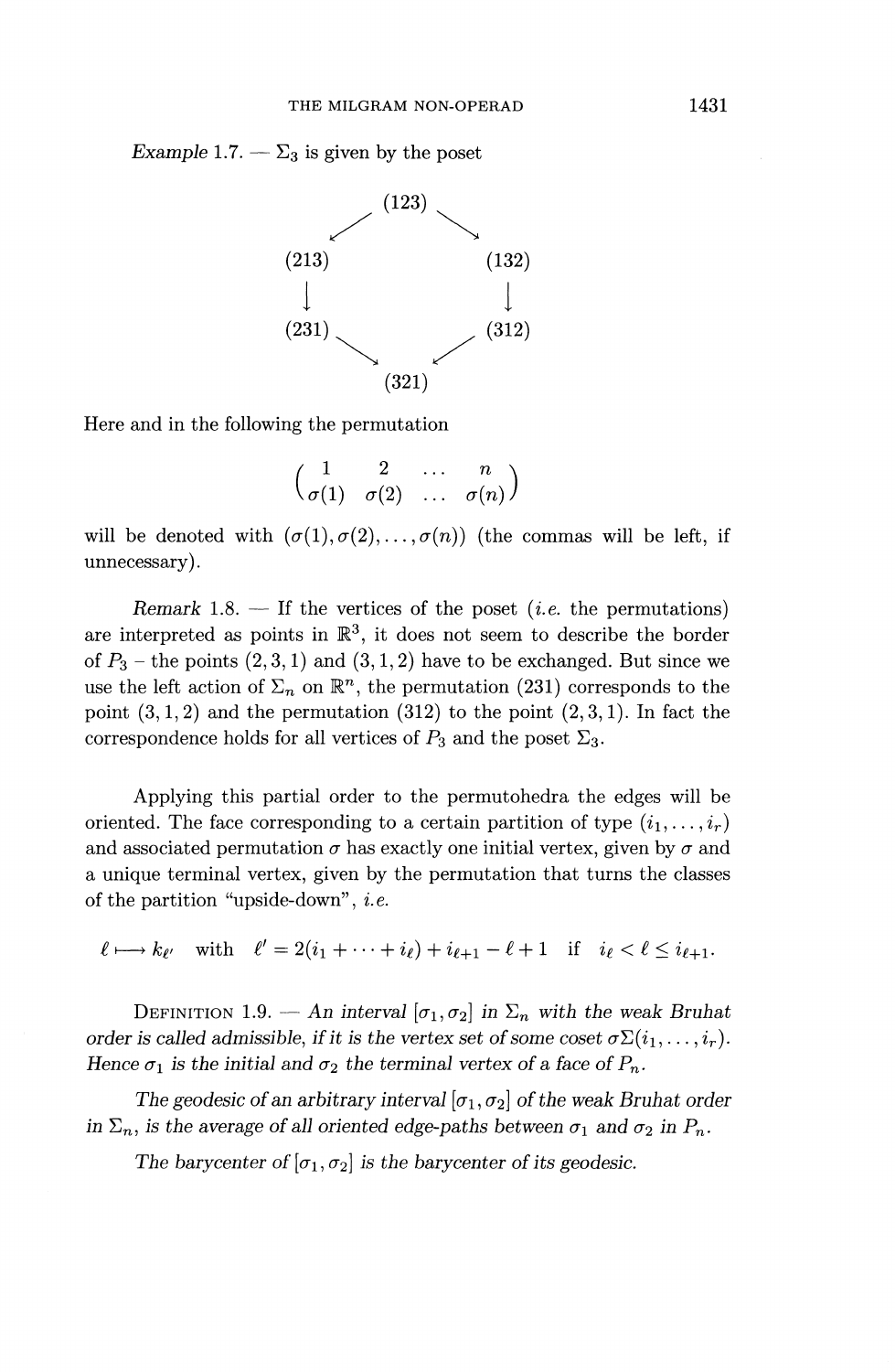*Example* 1.7. — $\Sigma_3$ is given by the poset

$$
\begin{array}{ccccc}
 & & (123) & & \\
 & \swarrow & & \searrow & \\
(213) & & & & (132) \\
\downarrow & & & & \downarrow \\
(231) & & & & (312) \\
 & \searrow & & \swarrow & \\
 & & (321) & &
\end{array}
$$

Here and in the following the permutation

$$\begin{pmatrix} 1 & 2 & \dots & n \\ \sigma(1) & \sigma(2) & \dots & \sigma(n) \end{pmatrix}$$

will be denoted with $(\sigma(1), \sigma(2), \dots, \sigma(n))$ (the commas will be left, if unnecessary).

*Remark* 1.8. — If the vertices of the poset (*i.e.* the permutations) are interpreted as points in $\mathbb{R}^3$, it does not seem to describe the border of $P_3$ – the points $(2, 3, 1)$ and $(3, 1, 2)$ have to be exchanged. But since we use the left action of $\Sigma_n$ on $\mathbb{R}^n$, the permutation $(231)$ corresponds to the point $(3, 1, 2)$ and the permutation $(312)$ to the point $(2, 3, 1)$. In fact the correspondence holds for all vertices of $P_3$ and the poset $\Sigma_3$.

Applying this partial order to the permutohedra the edges will be oriented. The face corresponding to a certain partition of type $(i_1, \dots, i_r)$ and associated permutation $\sigma$ has exactly one initial vertex, given by $\sigma$ and a unique terminal vertex, given by the permutation that turns the classes of the partition "upside-down", *i.e.*

$$\ell \longmapsto k_{\ell'} \quad \text{with} \quad \ell' = 2(i_1 + \dots + i_\ell) + i_{\ell+1} - \ell + 1 \quad \text{if} \quad i_\ell < \ell \leq i_{\ell+1}.$$

DEFINITION 1.9. — *An interval $[\sigma_1, \sigma_2]$ in $\Sigma_n$ with the weak Bruhat order is called admissible, if it is the vertex set of some coset $\sigma\Sigma(i_1, \dots, i_r)$. Hence $\sigma_1$ is the initial and $\sigma_2$ the terminal vertex of a face of $P_n$.*

*The geodesic of an arbitrary interval $[\sigma_1, \sigma_2]$ of the weak Bruhat order in $\Sigma_n$, is the average of all oriented edge-paths between $\sigma_1$ and $\sigma_2$ in $P_n$.*

*The barycenter of $[\sigma_1, \sigma_2]$ is the barycenter of its geodesic.*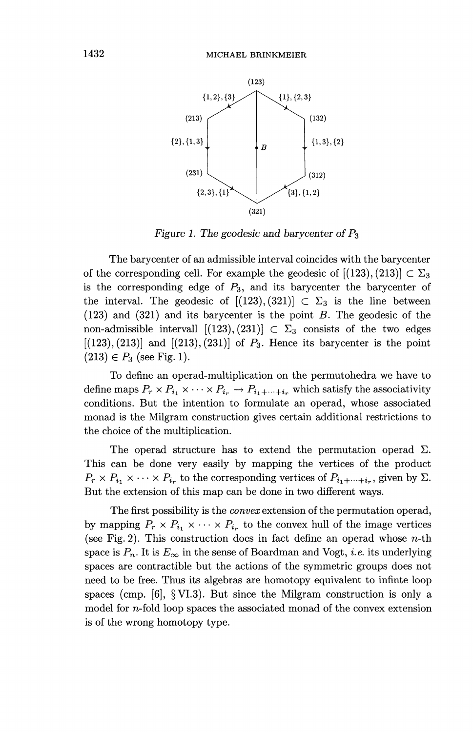Figure 1. The geodesic and barycenter of $P_3$

The barycenter of an admissible interval coincides with the barycenter of the corresponding cell. For example the geodesic of $[(123),(213)] \subset \Sigma_3$ is the corresponding edge of $P_3$, and its barycenter the barycenter of the interval. The geodesic of $[(123),(321)] \subset \Sigma_3$ is the line between $(123)$ and $(321)$ and its barycenter is the point $B$. The geodesic of the non-admissible intervall $[(123),(231)] \subset \Sigma_3$ consists of the two edges $[(123),(213)]$ and $[(213),(231)]$ of $P_3$. Hence its barycenter is the point $(213) \in P_3$ (see Fig. 1).

To define an operad-multiplication on the permutohedra we have to define maps $P_r \times P_{i_1} \times \cdots \times P_{i_r} \to P_{i_1+\cdots+i_r}$ which satisfy the associativity conditions. But the intention to formulate an operad, whose associated monad is the Milgram construction gives certain additional restrictions to the choice of the multiplication.

The operad structure has to extend the permutation operad $\Sigma$. This can be done very easily by mapping the vertices of the product $P_r \times P_{i_1} \times \cdots \times P_{i_r}$ to the corresponding vertices of $P_{i_1+\cdots+i_r}$, given by $\Sigma$. But the extension of this map can be done in two different ways.

The first possibility is the *convex* extension of the permutation operad, by mapping $P_r \times P_{i_1} \times \cdots \times P_{i_r}$ to the convex hull of the image vertices (see Fig. 2). This construction does in fact define an operad whose $n$-th space is $P_n$. It is $E_\infty$ in the sense of Boardman and Vogt, *i.e.* its underlying spaces are contractible but the actions of the symmetric groups does not need to be free. Thus its algebras are homotopy equivalent to infinte loop spaces (cmp. [6], § VI.3). But since the Milgram construction is only a model for $n$-fold loop spaces the associated monad of the convex extension is of the wrong homotopy type.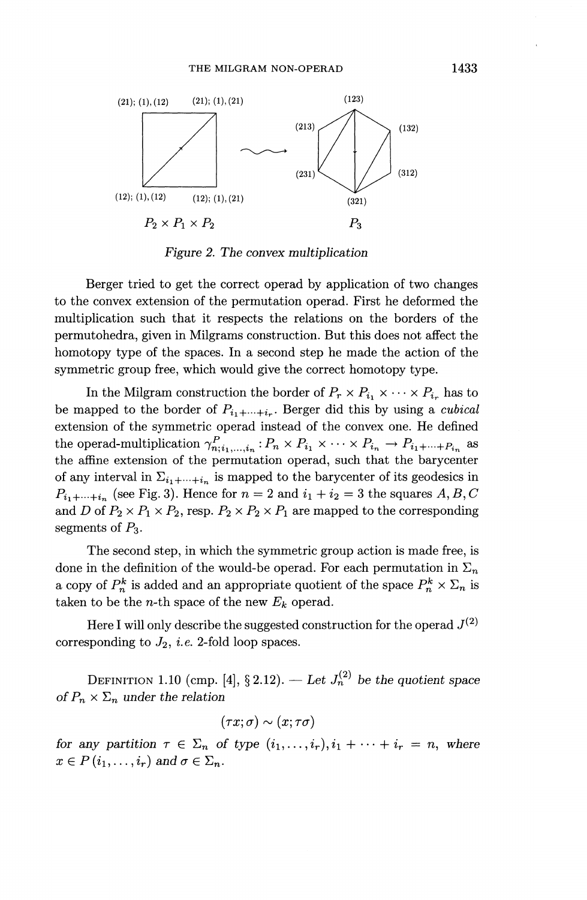(21); (1), (12)     (21); (1), (21)     (123)

(213)     (132)

(231)     (312)

(12); (1), (12)     (12); (1), (21)     (321)

$P_2 \times P_1 \times P_2$     $P_3$

*Figure 2. The convex multiplication*

Berger tried to get the correct operad by application of two changes to the convex extension of the permutation operad. First he deformed the multiplication such that it respects the relations on the borders of the permutohedra, given in Milgrams construction. But this does not affect the homotopy type of the spaces. In a second step he made the action of the symmetric group free, which would give the correct homotopy type.

In the Milgram construction the border of $P_r \times P_{i_1} \times \cdots \times P_{i_r}$ has to be mapped to the border of $P_{i_1+\cdots+i_r}$. Berger did this by using a *cubical* extension of the symmetric operad instead of the convex one. He defined the operad-multiplication $\gamma^P_{n;i_1,\ldots,i_n} : P_n \times P_{i_1} \times \cdots \times P_{i_n} \to P_{i_1+\cdots+P_{i_n}}$ as the affine extension of the permutation operad, such that the barycenter of any interval in $\Sigma_{i_1+\cdots+i_n}$ is mapped to the barycenter of its geodesics in $P_{i_1+\cdots+i_n}$ (see Fig. 3). Hence for $n = 2$ and $i_1 + i_2 = 3$ the squares $A, B, C$ and $D$ of $P_2 \times P_1 \times P_2$, resp. $P_2 \times P_2 \times P_1$ are mapped to the corresponding segments of $P_3$.

The second step, in which the symmetric group action is made free, is done in the definition of the would-be operad. For each permutation in $\Sigma_n$ a copy of $P_n^k$ is added and an appropriate quotient of the space $P_n^k \times \Sigma_n$ is taken to be the $n$-th space of the new $E_k$ operad.

Here I will only describe the suggested construction for the operad $J^{(2)}$ corresponding to $J_2$, *i.e.* 2-fold loop spaces.

DEFINITION 1.10 (cmp. [4], § 2.12). — *Let $J_n^{(2)}$ be the quotient space of $P_n \times \Sigma_n$ under the relation*

$$(\tau x; \sigma) \sim (x; \tau\sigma)$$

*for any partition $\tau \in \Sigma_n$ of type $(i_1, \ldots, i_r), i_1 + \cdots + i_r = n$, where $x \in P\,(i_1, \ldots, i_r)$ and $\sigma \in \Sigma_n$.*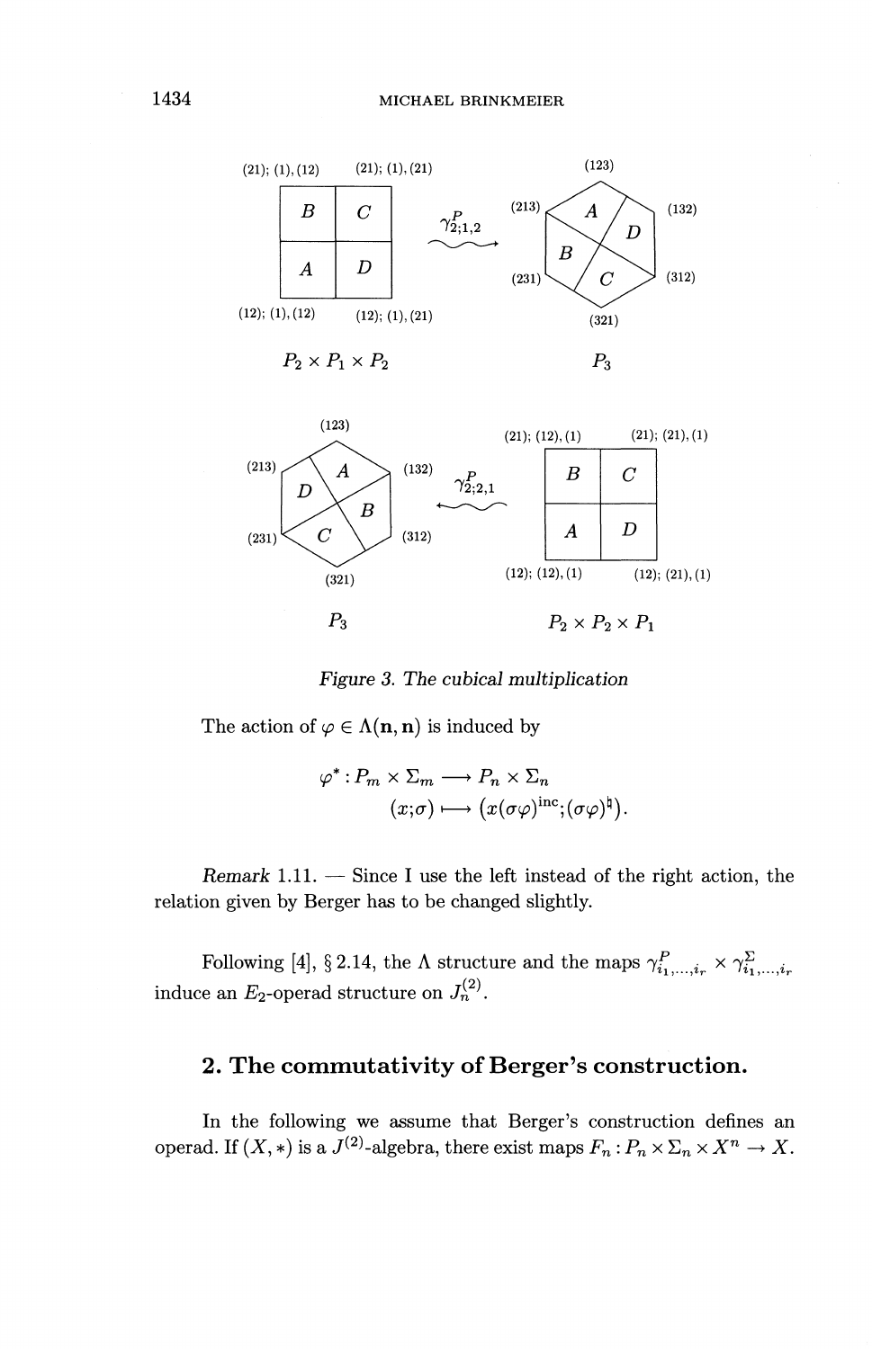Figure 3. The cubical multiplication

The action of $\varphi \in \Lambda(\mathbf{n}, \mathbf{n})$ is induced by

$$\begin{aligned}\varphi^* : P_m \times \Sigma_m &\longrightarrow P_n \times \Sigma_n \\ (x;\sigma) &\longmapsto \big(x(\sigma\varphi)^{\mathrm{inc}};(\sigma\varphi)^{\natural}\big).\end{aligned}$$

*Remark* 1.11. — Since I use the left instead of the right action, the relation given by Berger has to be changed slightly.

Following [4], § 2.14, the $\Lambda$ structure and the maps $\gamma^P_{i_1,\ldots,i_r} \times \gamma^\Sigma_{i_1,\ldots,i_r}$ induce an $E_2$-operad structure on $J^{(2)}_n$.

## 2. The commutativity of Berger's construction.

In the following we assume that Berger's construction defines an operad. If $(X,*)$ is a $J^{(2)}$-algebra, there exist maps $F_n : P_n \times \Sigma_n \times X^n \to X$.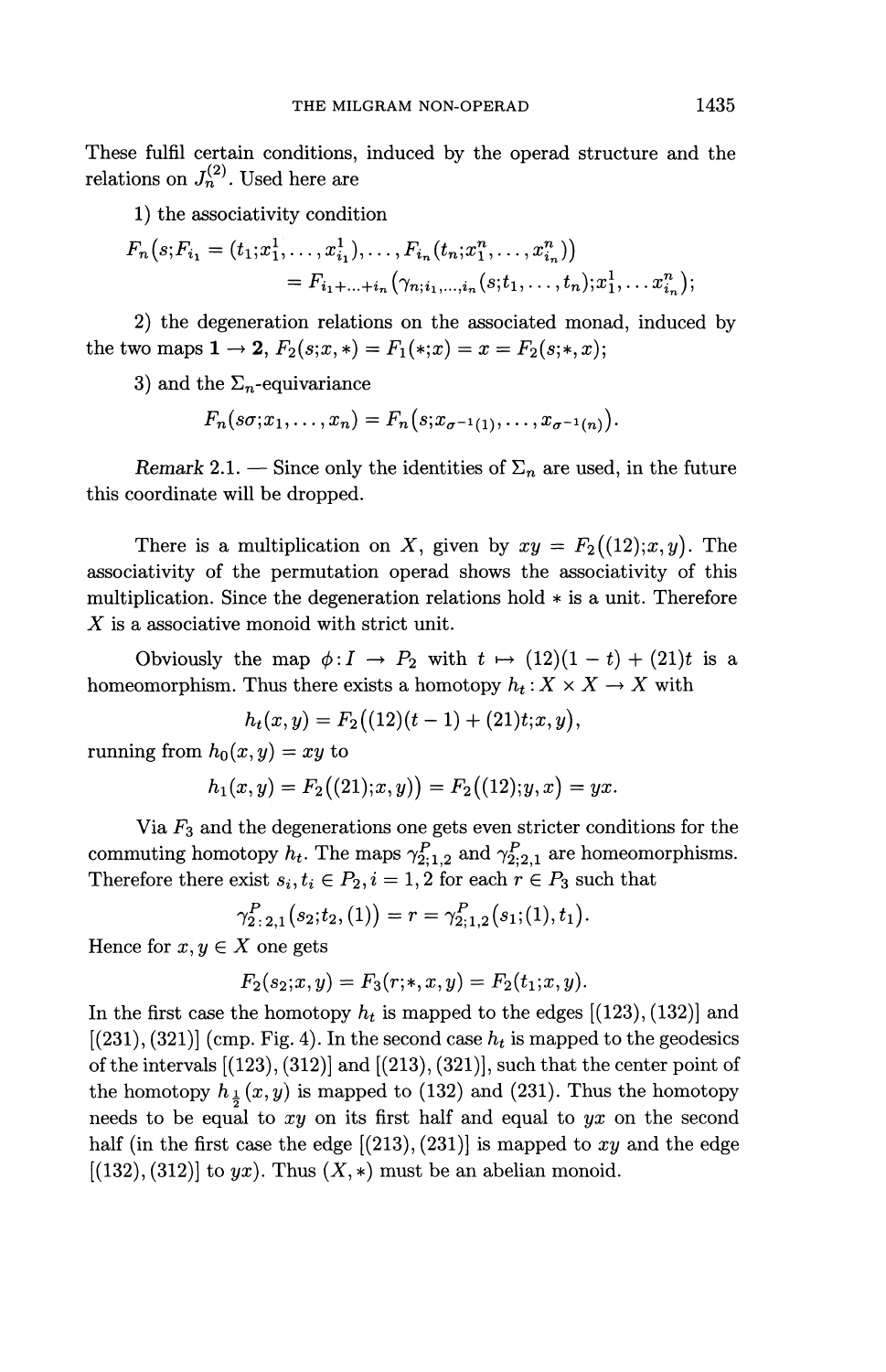These fulfil certain conditions, induced by the operad structure and the relations on $J_n^{(2)}$. Used here are

1) the associativity condition

$$F_n\big(s;F_{i_1}=(t_1;x_1^1,\ldots,x_{i_1}^1),\ldots,F_{i_n}(t_n;x_1^n,\ldots,x_{i_n}^n)\big)$$
$$=F_{i_1+\ldots+i_n}\big(\gamma_{n;i_1,\ldots,i_n}(s;t_1,\ldots,t_n);x_1^1,\ldots x_{i_n}^n\big);$$

2) the degeneration relations on the associated monad, induced by the two maps $\mathbf{1}\to\mathbf{2}$, $F_2(s;x,*)=F_1(*;x)=x=F_2(s;*,x)$;

3) and the $\Sigma_n$-equivariance

$$F_n(s\sigma;x_1,\ldots,x_n)=F_n\big(s;x_{\sigma^{-1}(1)},\ldots,x_{\sigma^{-1}(n)}\big).$$

*Remark* 2.1. — Since only the identities of $\Sigma_n$ are used, in the future this coordinate will be dropped.

There is a multiplication on $X$, given by $xy=F_2\big((12);x,y\big)$. The associativity of the permutation operad shows the associativity of this multiplication. Since the degeneration relations hold $*$ is a unit. Therefore $X$ is a associative monoid with strict unit.

Obviously the map $\phi\colon I\to P_2$ with $t\mapsto(12)(1-t)+(21)t$ is a homeomorphism. Thus there exists a homotopy $h_t\colon X\times X\to X$ with

$$h_t(x,y)=F_2\big((12)(t-1)+(21)t;x,y\big),$$

running from $h_0(x,y)=xy$ to

$$h_1(x,y)=F_2\big((21);x,y)\big)=F_2\big((12);y,x\big)=yx.$$

Via $F_3$ and the degenerations one gets even stricter conditions for the commuting homotopy $h_t$. The maps $\gamma^P_{2;1,2}$ and $\gamma^P_{2;2,1}$ are homeomorphisms. Therefore there exist $s_i,t_i\in P_2, i=1,2$ for each $r\in P_3$ such that

$$\gamma^P_{2:2,1}\big(s_2;t_2,(1)\big)=r=\gamma^P_{2;1,2}\big(s_1;(1),t_1\big).$$

Hence for $x,y\in X$ one gets

$$F_2(s_2;x,y)=F_3(r;*,x,y)=F_2(t_1;x,y).$$

In the first case the homotopy $h_t$ is mapped to the edges $[(123),(132)]$ and $[(231),(321)]$ (cmp. Fig. 4). In the second case $h_t$ is mapped to the geodesics of the intervals $[(123),(312)]$ and $[(213),(321)]$, such that the center point of the homotopy $h_{\frac{1}{2}}(x,y)$ is mapped to $(132)$ and $(231)$. Thus the homotopy needs to be equal to $xy$ on its first half and equal to $yx$ on the second half (in the first case the edge $[(213),(231)]$ is mapped to $xy$ and the edge $[(132),(312)]$ to $yx$). Thus $(X,*)$ must be an abelian monoid.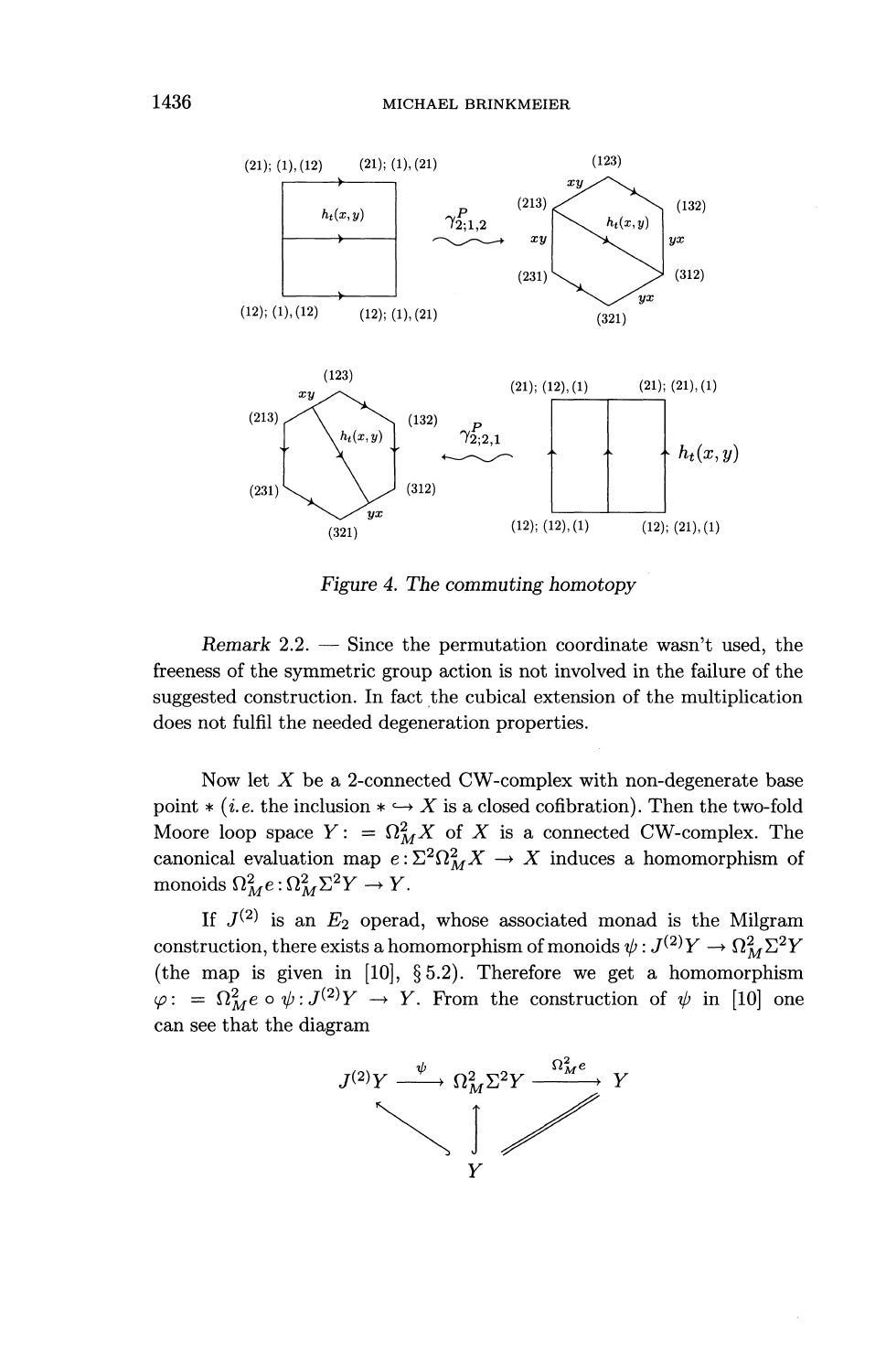Figure 4. The commuting homotopy

*Remark* 2.2. — Since the permutation coordinate wasn't used, the freeness of the symmetric group action is not involved in the failure of the suggested construction. In fact the cubical extension of the multiplication does not fulfil the needed degeneration properties.

Now let $X$ be a 2-connected CW-complex with non-degenerate base point $*$ (*i.e.* the inclusion $* \hookrightarrow X$ is a closed cofibration). Then the two-fold Moore loop space $Y := \Omega^2_M X$ of $X$ is a connected CW-complex. The canonical evaluation map $e : \Sigma^2\Omega^2_M X \to X$ induces a homomorphism of monoids $\Omega^2_M e : \Omega^2_M \Sigma^2 Y \to Y$.

If $J^{(2)}$ is an $E_2$ operad, whose associated monad is the Milgram construction, there exists a homomorphism of monoids $\psi : J^{(2)}Y \to \Omega^2_M\Sigma^2 Y$ (the map is given in [10], § 5.2). Therefore we get a homomorphism $\varphi := \Omega^2_M e \circ \psi : J^{(2)}Y \to Y$. From the construction of $\psi$ in [10] one can see that the diagram

$$
\begin{array}{ccccc}
J^{(2)}Y & \xrightarrow{\psi} & \Omega^2_M\Sigma^2 Y & \xrightarrow{\Omega^2_M e} & Y \\
& \nwarrow & \uparrow & \nearrow\!\!\!= & \\
& & Y & &
\end{array}
$$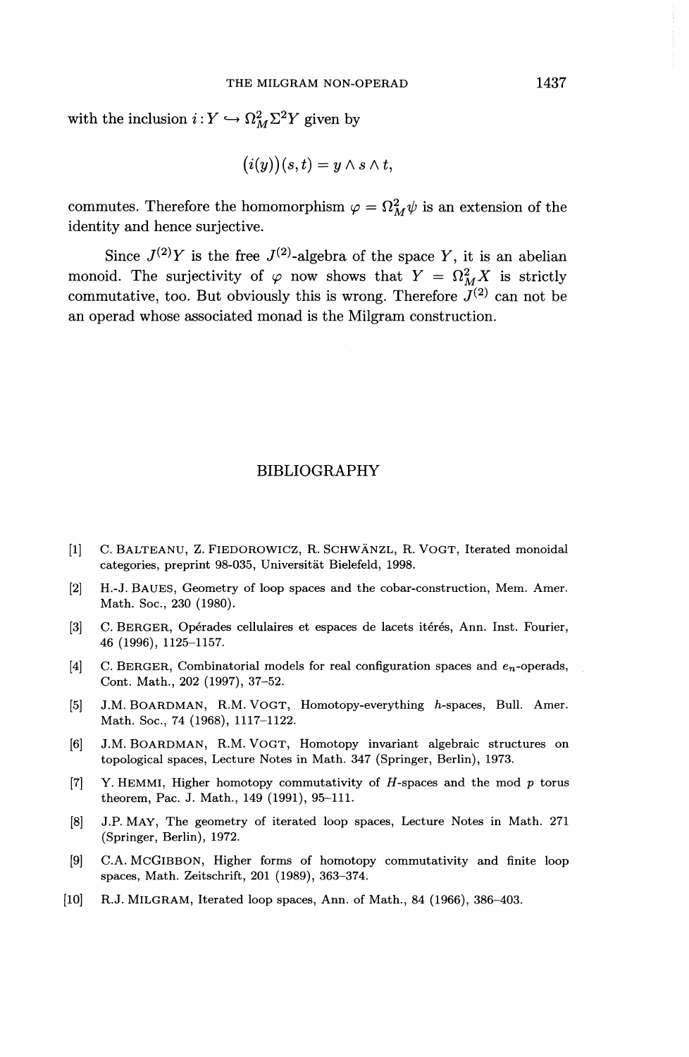with the inclusion $i : Y \hookrightarrow \Omega^2_M \Sigma^2 Y$ given by

$$\big(i(y)\big)(s,t) = y \wedge s \wedge t,$$

commutes. Therefore the homomorphism $\varphi = \Omega^2_M \psi$ is an extension of the identity and hence surjective.

Since $J^{(2)}Y$ is the free $J^{(2)}$-algebra of the space $Y$, it is an abelian monoid. The surjectivity of $\varphi$ now shows that $Y = \Omega^2_M X$ is strictly commutative, too. But obviously this is wrong. Therefore $J^{(2)}$ can not be an operad whose associated monad is the Milgram construction.

## BIBLIOGRAPHY

[1] C. BALTEANU, Z. FIEDOROWICZ, R. SCHWÄNZL, R. VOGT, Iterated monoidal categories, preprint 98-035, Universität Bielefeld, 1998.

[2] H.-J. BAUES, Geometry of loop spaces and the cobar-construction, Mem. Amer. Math. Soc., 230 (1980).

[3] C. BERGER, Opérades cellulaires et espaces de lacets itérés, Ann. Inst. Fourier, 46 (1996), 1125–1157.

[4] C. BERGER, Combinatorial models for real configuration spaces and $e_n$-operads, Cont. Math., 202 (1997), 37–52.

[5] J.M. BOARDMAN, R.M. VOGT, Homotopy-everything $h$-spaces, Bull. Amer. Math. Soc., 74 (1968), 1117–1122.

[6] J.M. BOARDMAN, R.M. VOGT, Homotopy invariant algebraic structures on topological spaces, Lecture Notes in Math. 347 (Springer, Berlin), 1973.

[7] Y. HEMMI, Higher homotopy commutativity of $H$-spaces and the mod $p$ torus theorem, Pac. J. Math., 149 (1991), 95–111.

[8] J.P. MAY, The geometry of iterated loop spaces, Lecture Notes in Math. 271 (Springer, Berlin), 1972.

[9] C.A. MCGIBBON, Higher forms of homotopy commutativity and finite loop spaces, Math. Zeitschrift, 201 (1989), 363–374.

[10] R.J. MILGRAM, Iterated loop spaces, Ann. of Math., 84 (1966), 386–403.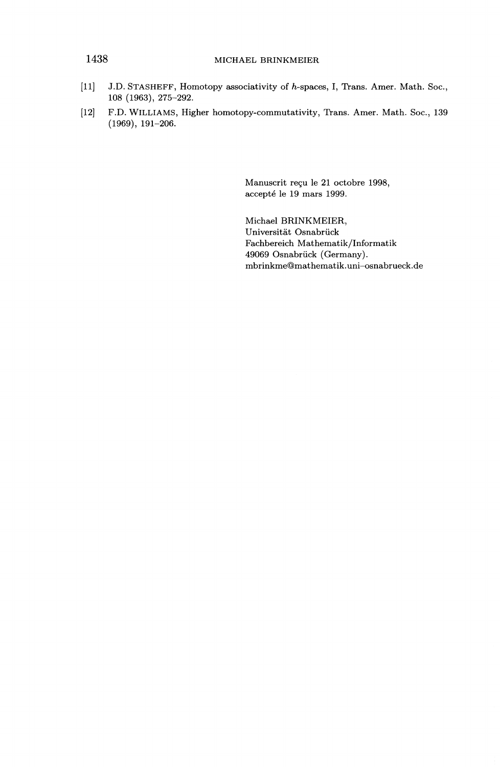[11] J.D. STASHEFF, Homotopy associativity of $h$-spaces, I, Trans. Amer. Math. Soc., 108 (1963), 275–292.

[12] F.D. WILLIAMS, Higher homotopy-commutativity, Trans. Amer. Math. Soc., 139 (1969), 191–206.

Manuscrit reçu le 21 octobre 1998,
accepté le 19 mars 1999.

Michael BRINKMEIER,
Universität Osnabrück
Fachbereich Mathematik/Informatik
49069 Osnabrück (Germany).
mbrinkme@mathematik.uni–osnabrueck.de